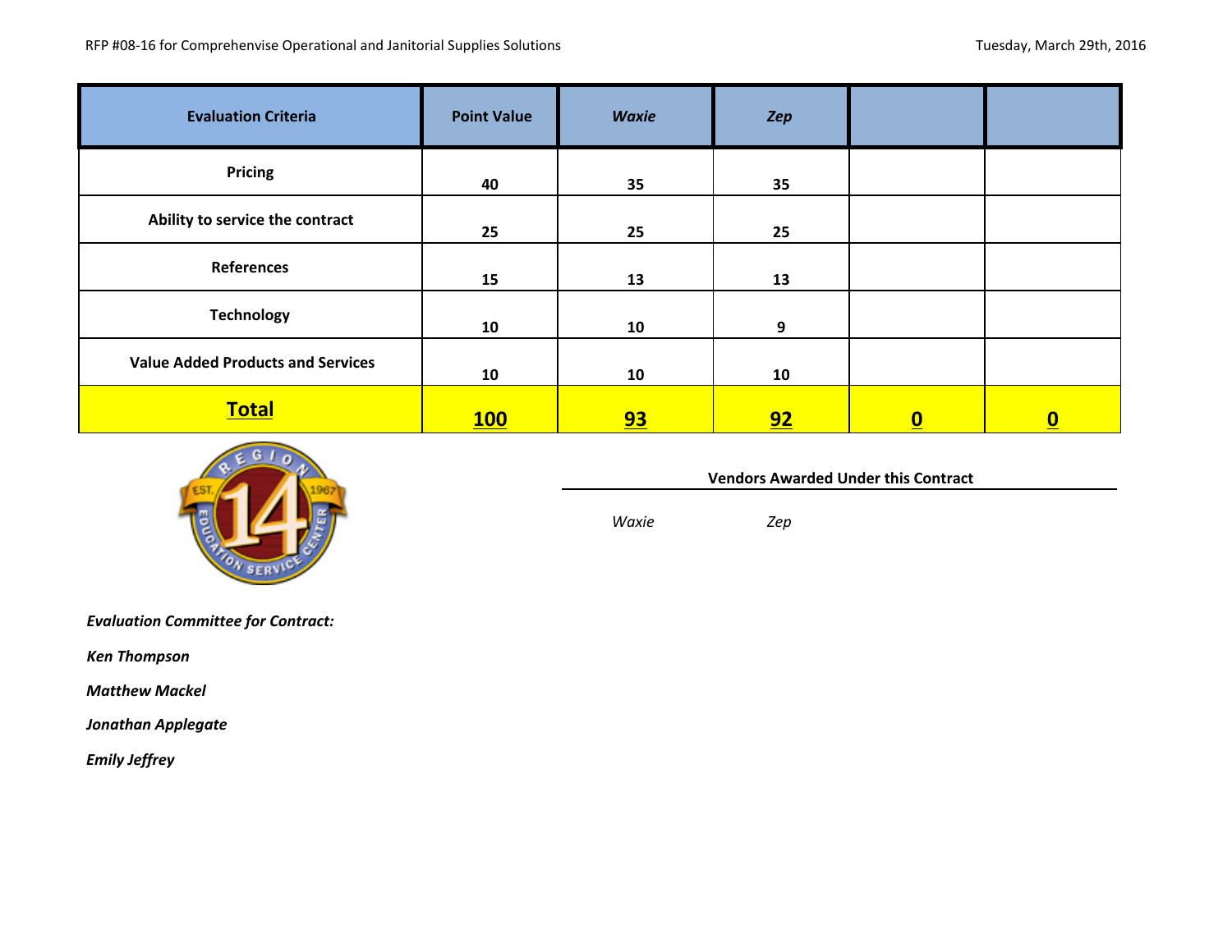RFP #08-16 for Comprehenvise Operational and Janitorial Supplies Solutions

Tuesday, March 29th, 2016

| Evaluation Criteria | Point Value | *Waxie* | *Zep* | | |
|---|---|---|---|---|---|
| **Pricing** | **40** | **35** | **35** | | |
| **Ability to service the contract** | **25** | **25** | **25** | | |
| **References** | **15** | **13** | **13** | | |
| **Technology** | **10** | **10** | **9** | | |
| **Value Added Products and Services** | **10** | **10** | **10** | | |
| **Total** | **100** | **93** | **92** | **0** | **0** |

**Vendors Awarded Under this Contract**

*Waxie* *Zep*

***Evaluation Committee for Contract:***

***Ken Thompson***

***Matthew Mackel***

***Jonathan Applegate***

***Emily Jeffrey***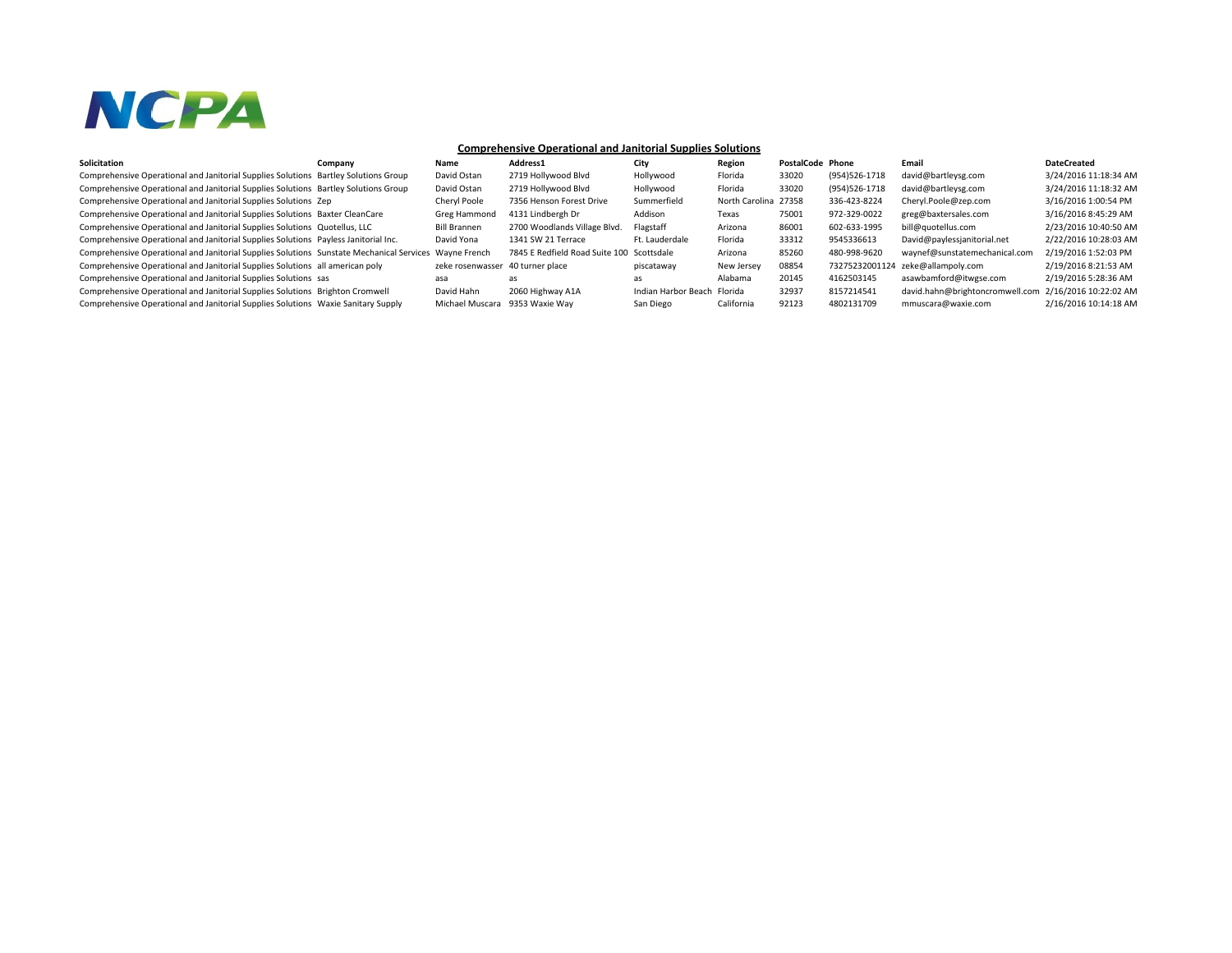NCPA

## Comprehensive Operational and Janitorial Supplies Solutions

| Solicitation | Company | Name | Address1 | City | Region | PostalCode | Phone | Email | DateCreated |
|---|---|---|---|---|---|---|---|---|---|
| Comprehensive Operational and Janitorial Supplies Solutions | Bartley Solutions Group | David Ostan | 2719 Hollywood Blvd | Hollywood | Florida | 33020 | (954)526-1718 | david@bartleysg.com | 3/24/2016 11:18:34 AM |
| Comprehensive Operational and Janitorial Supplies Solutions | Bartley Solutions Group | David Ostan | 2719 Hollywood Blvd | Hollywood | Florida | 33020 | (954)526-1718 | david@bartleysg.com | 3/24/2016 11:18:32 AM |
| Comprehensive Operational and Janitorial Supplies Solutions | Zep | Cheryl Poole | 7356 Henson Forest Drive | Summerfield | North Carolina | 27358 | 336-423-8224 | Cheryl.Poole@zep.com | 3/16/2016 1:00:54 PM |
| Comprehensive Operational and Janitorial Supplies Solutions | Baxter CleanCare | Greg Hammond | 4131 Lindbergh Dr | Addison | Texas | 75001 | 972-329-0022 | greg@baxtersales.com | 3/16/2016 8:45:29 AM |
| Comprehensive Operational and Janitorial Supplies Solutions | Quotellus, LLC | Bill Brannen | 2700 Woodlands Village Blvd. | Flagstaff | Arizona | 86001 | 602-633-1995 | bill@quotellus.com | 2/23/2016 10:40:50 AM |
| Comprehensive Operational and Janitorial Supplies Solutions | Payless Janitorial Inc. | David Yona | 1341 SW 21 Terrace | Ft. Lauderdale | Florida | 33312 | 9545336613 | David@paylessjanitorial.net | 2/22/2016 10:28:03 AM |
| Comprehensive Operational and Janitorial Supplies Solutions | Sunstate Mechanical Services | Wayne French | 7845 E Redfield Road Suite 100 | Scottsdale | Arizona | 85260 | 480-998-9620 | waynef@sunstatemechanical.com | 2/19/2016 1:52:03 PM |
| Comprehensive Operational and Janitorial Supplies Solutions | all american poly | zeke rosenwasser | 40 turner place | piscataway | New Jersey | 08854 | 73275232001124 | zeke@allampoly.com | 2/19/2016 8:21:53 AM |
| Comprehensive Operational and Janitorial Supplies Solutions | sas | asa | as | as | Alabama | 20145 | 4162503145 | asawbamford@itwgse.com | 2/19/2016 5:28:36 AM |
| Comprehensive Operational and Janitorial Supplies Solutions | Brighton Cromwell | David Hahn | 2060 Highway A1A | Indian Harbor Beach | Florida | 32937 | 8157214541 | david.hahn@brightoncromwell.com | 2/16/2016 10:22:02 AM |
| Comprehensive Operational and Janitorial Supplies Solutions | Waxie Sanitary Supply | Michael Muscara | 9353 Waxie Way | San Diego | California | 92123 | 4802131709 | mmuscara@waxie.com | 2/16/2016 10:14:18 AM |